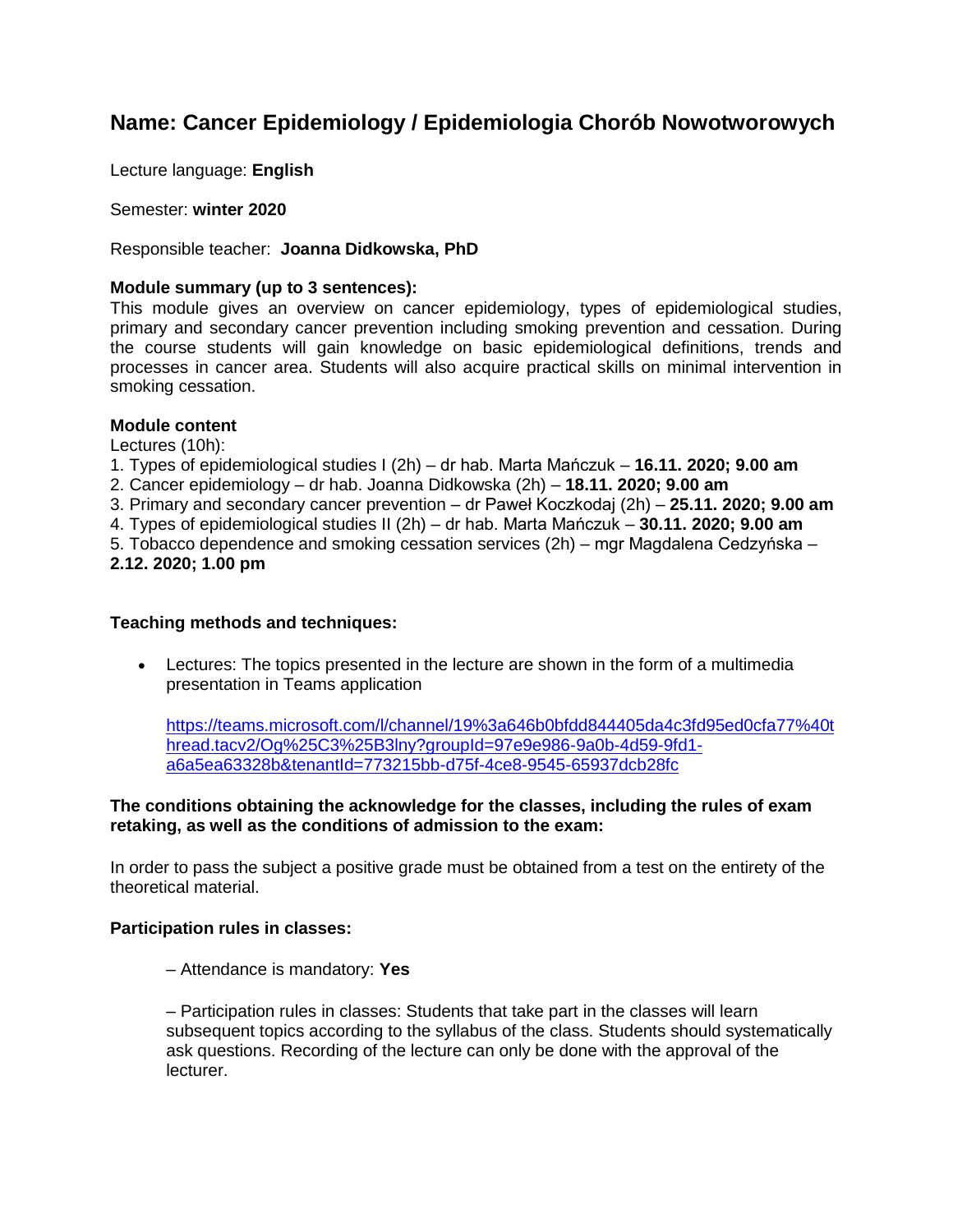# Name: Cancer Epidemiology / Epidemiologia Chorób Nowotworowych

Lecture language: **English**

Semester: **winter 2020**

Responsible teacher: **Joanna Didkowska, PhD**

**Module summary (up to 3 sentences):**
This module gives an overview on cancer epidemiology, types of epidemiological studies, primary and secondary cancer prevention including smoking prevention and cessation. During the course students will gain knowledge on basic epidemiological definitions, trends and processes in cancer area. Students will also acquire practical skills on minimal intervention in smoking cessation.

**Module content**
Lectures (10h):
1. Types of epidemiological studies I (2h) – dr hab. Marta Mańczuk – **16.11. 2020; 9.00 am**
2. Cancer epidemiology – dr hab. Joanna Didkowska (2h) – **18.11. 2020; 9.00 am**
3. Primary and secondary cancer prevention – dr Paweł Koczkodaj (2h) – **25.11. 2020; 9.00 am**
4. Types of epidemiological studies II (2h) – dr hab. Marta Mańczuk – **30.11. 2020; 9.00 am**
5. Tobacco dependence and smoking cessation services (2h) – mgr Magdalena Cedzyńska – **2.12. 2020; 1.00 pm**

**Teaching methods and techniques:**

- Lectures: The topics presented in the lecture are shown in the form of a multimedia presentation in Teams application

  https://teams.microsoft.com/l/channel/19%3a646b0bfdd844405da4c3fd95ed0cfa77%40thread.tacv2/Og%25C3%25B3lny?groupId=97e9e986-9a0b-4d59-9fd1-a6a5ea63328b&tenantId=773215bb-d75f-4ce8-9545-65937dcb28fc

**The conditions obtaining the acknowledge for the classes, including the rules of exam retaking, as well as the conditions of admission to the exam:**

In order to pass the subject a positive grade must be obtained from a test on the entirety of the theoretical material.

**Participation rules in classes:**

– Attendance is mandatory: **Yes**

– Participation rules in classes: Students that take part in the classes will learn subsequent topics according to the syllabus of the class. Students should systematically ask questions. Recording of the lecture can only be done with the approval of the lecturer.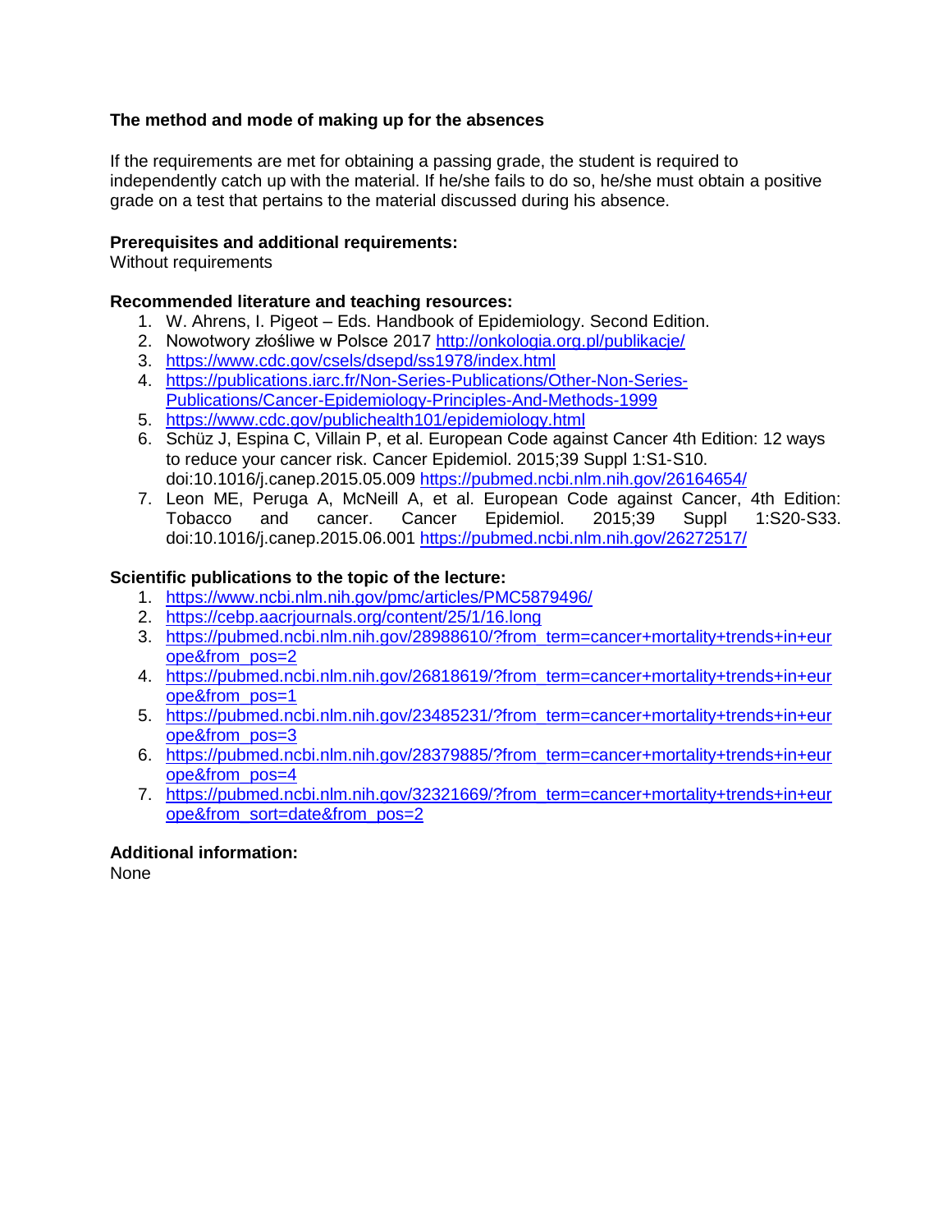**The method and mode of making up for the absences**

If the requirements are met for obtaining a passing grade, the student is required to independently catch up with the material. If he/she fails to do so, he/she must obtain a positive grade on a test that pertains to the material discussed during his absence.

**Prerequisites and additional requirements:**
Without requirements

**Recommended literature and teaching resources:**

1. W. Ahrens, I. Pigeot – Eds. Handbook of Epidemiology. Second Edition.
2. Nowotwory złośliwe w Polsce 2017 http://onkologia.org.pl/publikacje/
3. https://www.cdc.gov/csels/dsepd/ss1978/index.html
4. https://publications.iarc.fr/Non-Series-Publications/Other-Non-Series-Publications/Cancer-Epidemiology-Principles-And-Methods-1999
5. https://www.cdc.gov/publichealth101/epidemiology.html
6. Schüz J, Espina C, Villain P, et al. European Code against Cancer 4th Edition: 12 ways to reduce your cancer risk. Cancer Epidemiol. 2015;39 Suppl 1:S1-S10. doi:10.1016/j.canep.2015.05.009 https://pubmed.ncbi.nlm.nih.gov/26164654/
7. Leon ME, Peruga A, McNeill A, et al. European Code against Cancer, 4th Edition: Tobacco and cancer. Cancer Epidemiol. 2015;39 Suppl 1:S20-S33. doi:10.1016/j.canep.2015.06.001 https://pubmed.ncbi.nlm.nih.gov/26272517/

**Scientific publications to the topic of the lecture:**

1. https://www.ncbi.nlm.nih.gov/pmc/articles/PMC5879496/
2. https://cebp.aacrjournals.org/content/25/1/16.long
3. https://pubmed.ncbi.nlm.nih.gov/28988610/?from_term=cancer+mortality+trends+in+europe&from_pos=2
4. https://pubmed.ncbi.nlm.nih.gov/26818619/?from_term=cancer+mortality+trends+in+europe&from_pos=1
5. https://pubmed.ncbi.nlm.nih.gov/23485231/?from_term=cancer+mortality+trends+in+europe&from_pos=3
6. https://pubmed.ncbi.nlm.nih.gov/28379885/?from_term=cancer+mortality+trends+in+europe&from_pos=4
7. https://pubmed.ncbi.nlm.nih.gov/32321669/?from_term=cancer+mortality+trends+in+europe&from_sort=date&from_pos=2

**Additional information:**
None